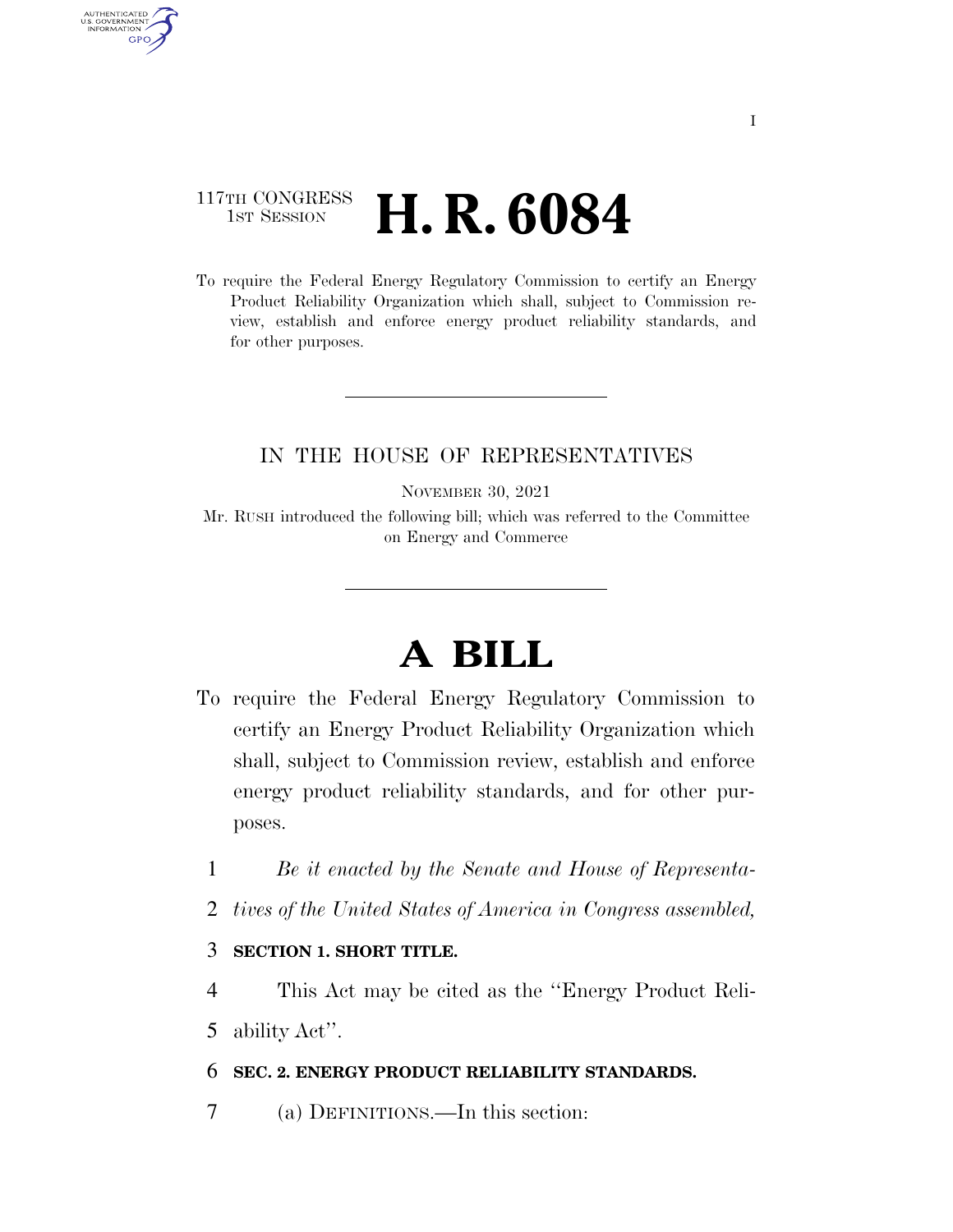117TH CONGRESS
1ST SESSION

# H. R. 6084

To require the Federal Energy Regulatory Commission to certify an Energy Product Reliability Organization which shall, subject to Commission review, establish and enforce energy product reliability standards, and for other purposes.

IN THE HOUSE OF REPRESENTATIVES

NOVEMBER 30, 2021

Mr. RUSH introduced the following bill; which was referred to the Committee on Energy and Commerce

# A BILL

To require the Federal Energy Regulatory Commission to certify an Energy Product Reliability Organization which shall, subject to Commission review, establish and enforce energy product reliability standards, and for other purposes.

*Be it enacted by the Senate and House of Representatives of the United States of America in Congress assembled,*

**SECTION 1. SHORT TITLE.**

This Act may be cited as the ''Energy Product Reliability Act''.

**SEC. 2. ENERGY PRODUCT RELIABILITY STANDARDS.**

(a) DEFINITIONS.—In this section: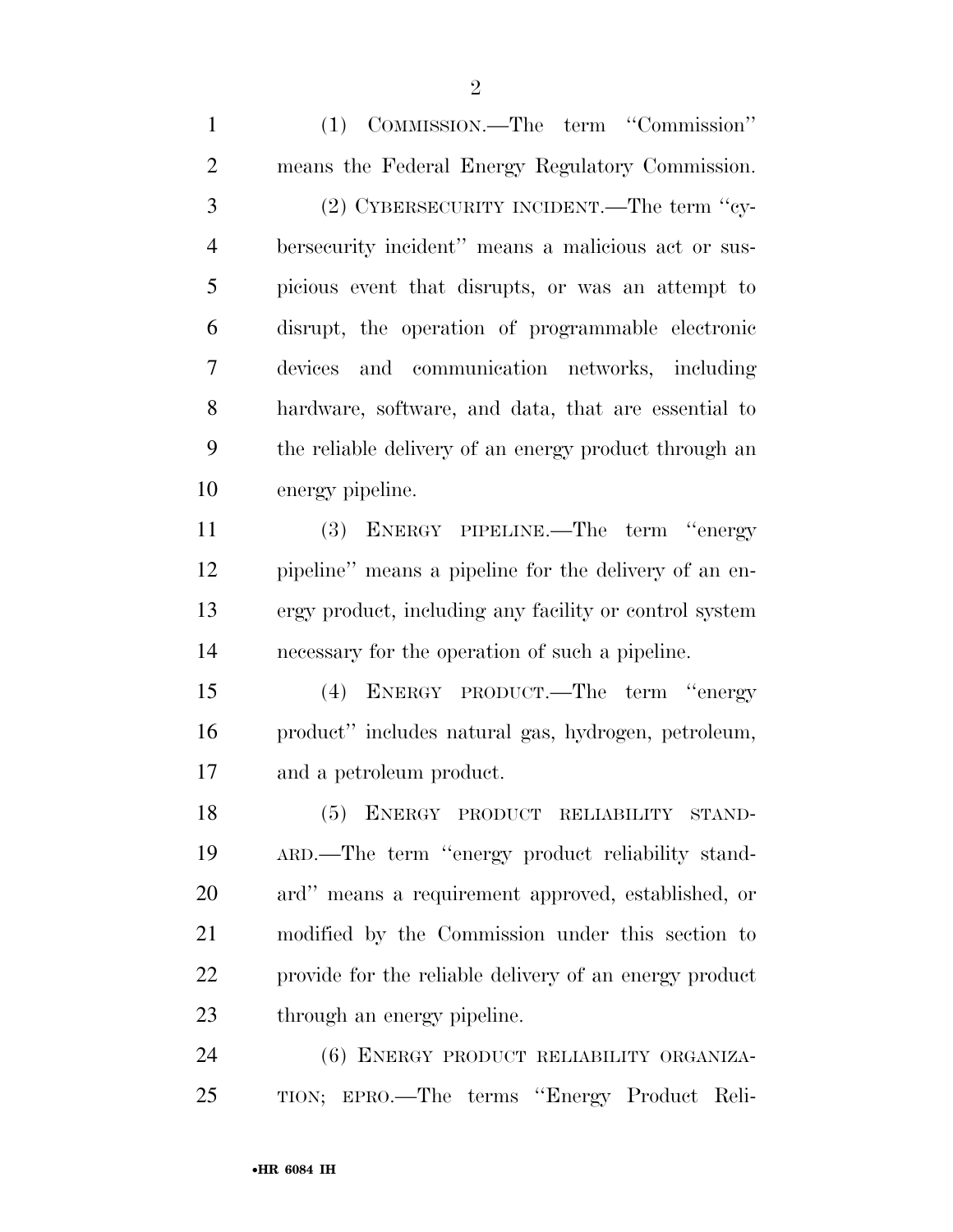(1) COMMISSION.—The term "Commission" means the Federal Energy Regulatory Commission.

(2) CYBERSECURITY INCIDENT.—The term "cybersecurity incident" means a malicious act or suspicious event that disrupts, or was an attempt to disrupt, the operation of programmable electronic devices and communication networks, including hardware, software, and data, that are essential to the reliable delivery of an energy product through an energy pipeline.

(3) ENERGY PIPELINE.—The term "energy pipeline" means a pipeline for the delivery of an energy product, including any facility or control system necessary for the operation of such a pipeline.

(4) ENERGY PRODUCT.—The term "energy product" includes natural gas, hydrogen, petroleum, and a petroleum product.

(5) ENERGY PRODUCT RELIABILITY STANDARD.—The term "energy product reliability standard" means a requirement approved, established, or modified by the Commission under this section to provide for the reliable delivery of an energy product through an energy pipeline.

(6) ENERGY PRODUCT RELIABILITY ORGANIZATION; EPRO.—The terms "Energy Product Reli-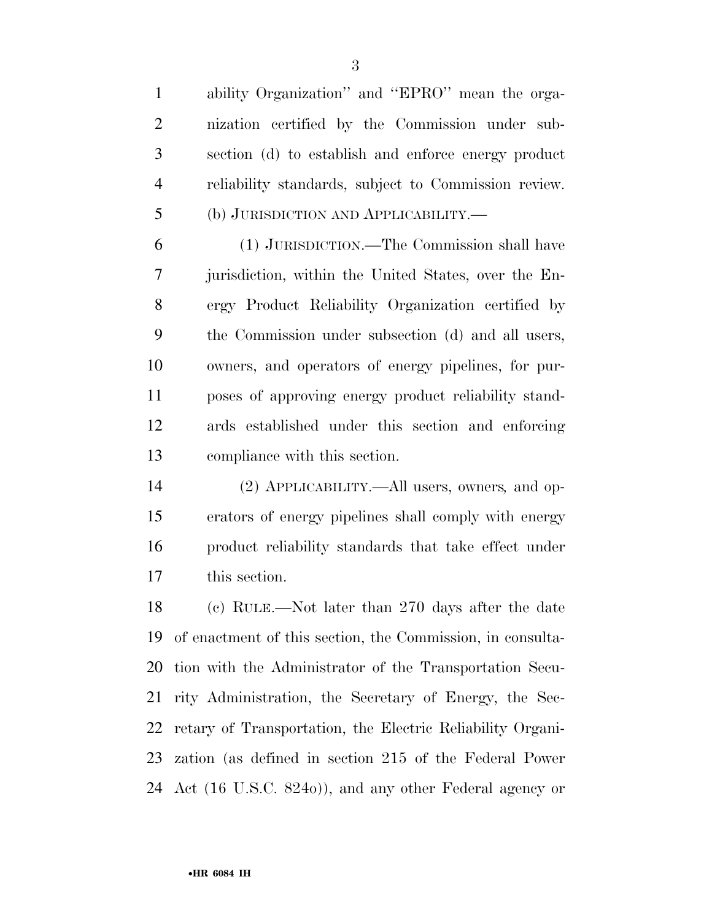ability Organization'' and ''EPRO'' mean the organization certified by the Commission under subsection (d) to establish and enforce energy product reliability standards, subject to Commission review.

(b) JURISDICTION AND APPLICABILITY.—

(1) JURISDICTION.—The Commission shall have jurisdiction, within the United States, over the Energy Product Reliability Organization certified by the Commission under subsection (d) and all users, owners, and operators of energy pipelines, for purposes of approving energy product reliability standards established under this section and enforcing compliance with this section.

(2) APPLICABILITY.—All users, owners, and operators of energy pipelines shall comply with energy product reliability standards that take effect under this section.

(c) RULE.—Not later than 270 days after the date of enactment of this section, the Commission, in consultation with the Administrator of the Transportation Security Administration, the Secretary of Energy, the Secretary of Transportation, the Electric Reliability Organization (as defined in section 215 of the Federal Power Act (16 U.S.C. 824o)), and any other Federal agency or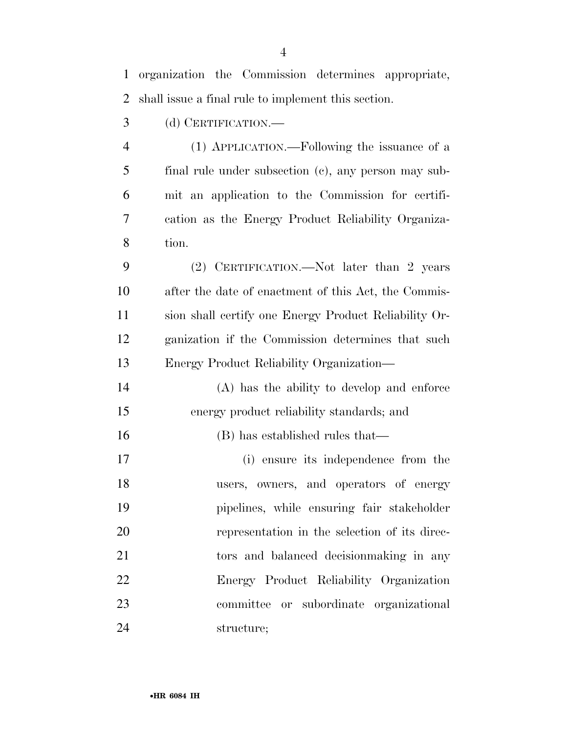organization the Commission determines appropriate, shall issue a final rule to implement this section.

(d) CERTIFICATION.—

(1) APPLICATION.—Following the issuance of a final rule under subsection (c), any person may submit an application to the Commission for certification as the Energy Product Reliability Organization.

(2) CERTIFICATION.—Not later than 2 years after the date of enactment of this Act, the Commission shall certify one Energy Product Reliability Organization if the Commission determines that such Energy Product Reliability Organization—

(A) has the ability to develop and enforce energy product reliability standards; and

(B) has established rules that—

(i) ensure its independence from the users, owners, and operators of energy pipelines, while ensuring fair stakeholder representation in the selection of its directors and balanced decisionmaking in any Energy Product Reliability Organization committee or subordinate organizational structure;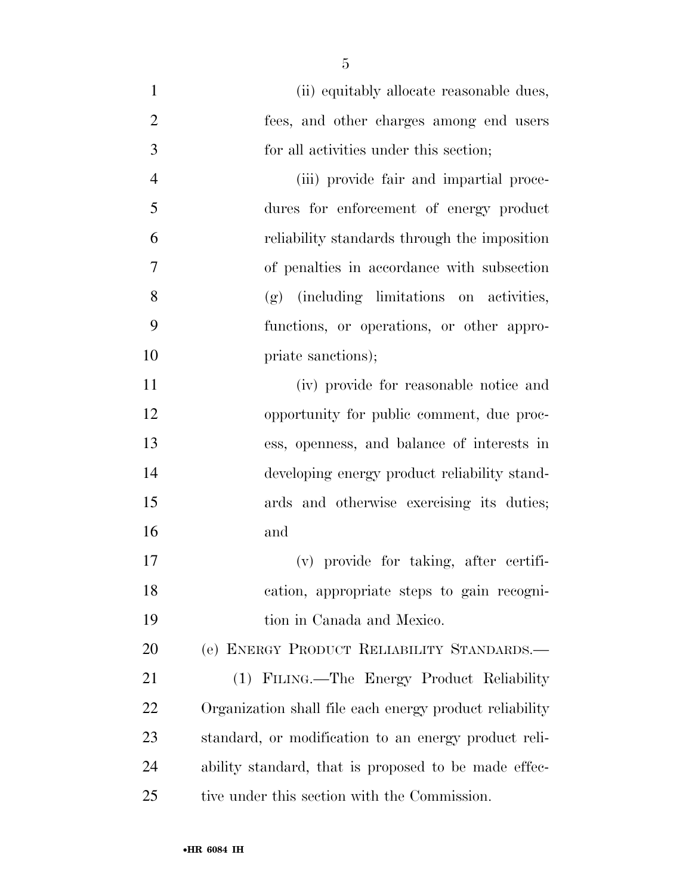(ii) equitably allocate reasonable dues, fees, and other charges among end users for all activities under this section;

(iii) provide fair and impartial procedures for enforcement of energy product reliability standards through the imposition of penalties in accordance with subsection (g) (including limitations on activities, functions, or operations, or other appropriate sanctions);

(iv) provide for reasonable notice and opportunity for public comment, due process, openness, and balance of interests in developing energy product reliability standards and otherwise exercising its duties; and

(v) provide for taking, after certification, appropriate steps to gain recognition in Canada and Mexico.

(e) ENERGY PRODUCT RELIABILITY STANDARDS.—

(1) FILING.—The Energy Product Reliability Organization shall file each energy product reliability standard, or modification to an energy product reliability standard, that is proposed to be made effective under this section with the Commission.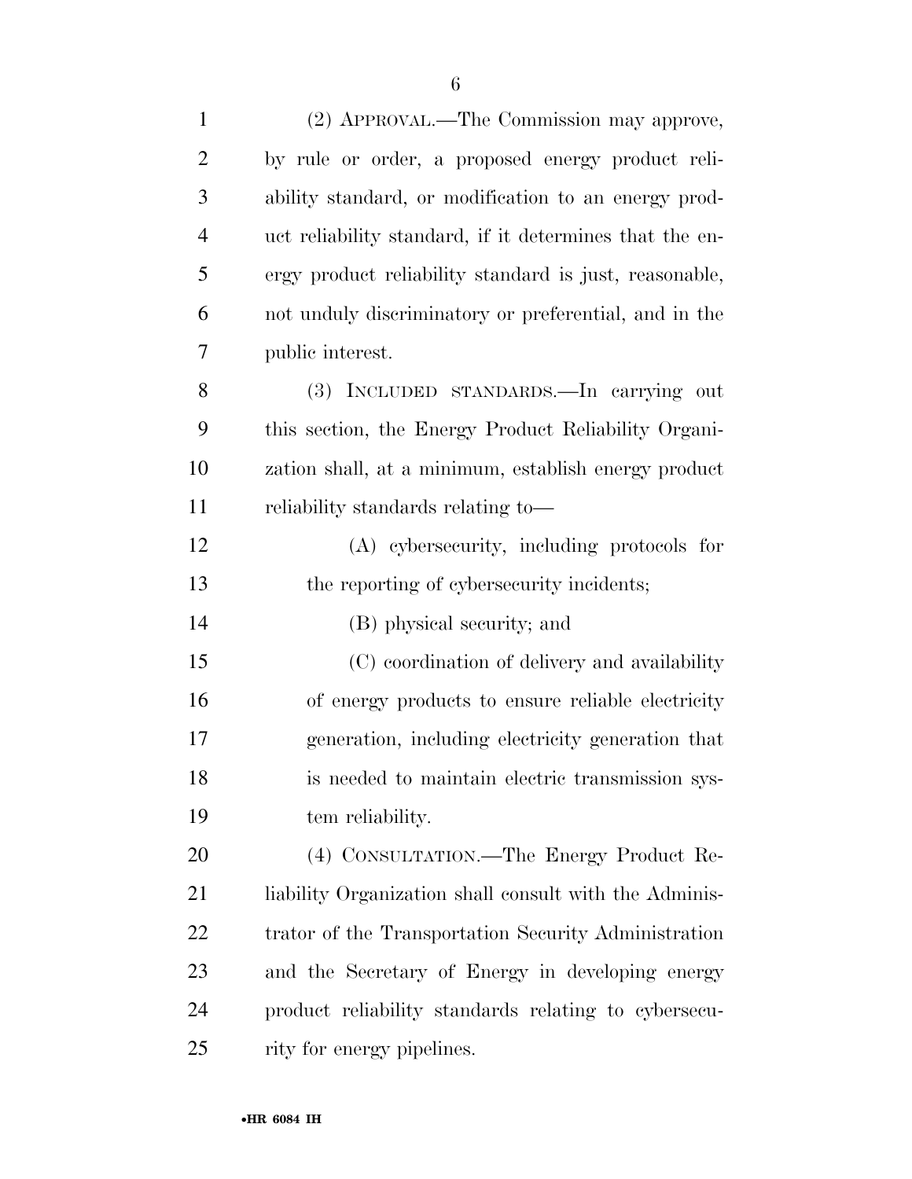(2) APPROVAL.—The Commission may approve, by rule or order, a proposed energy product reliability standard, or modification to an energy product reliability standard, if it determines that the energy product reliability standard is just, reasonable, not unduly discriminatory or preferential, and in the public interest.

(3) INCLUDED STANDARDS.—In carrying out this section, the Energy Product Reliability Organization shall, at a minimum, establish energy product reliability standards relating to—

(A) cybersecurity, including protocols for the reporting of cybersecurity incidents;

(B) physical security; and

(C) coordination of delivery and availability of energy products to ensure reliable electricity generation, including electricity generation that is needed to maintain electric transmission system reliability.

(4) CONSULTATION.—The Energy Product Reliability Organization shall consult with the Administrator of the Transportation Security Administration and the Secretary of Energy in developing energy product reliability standards relating to cybersecurity for energy pipelines.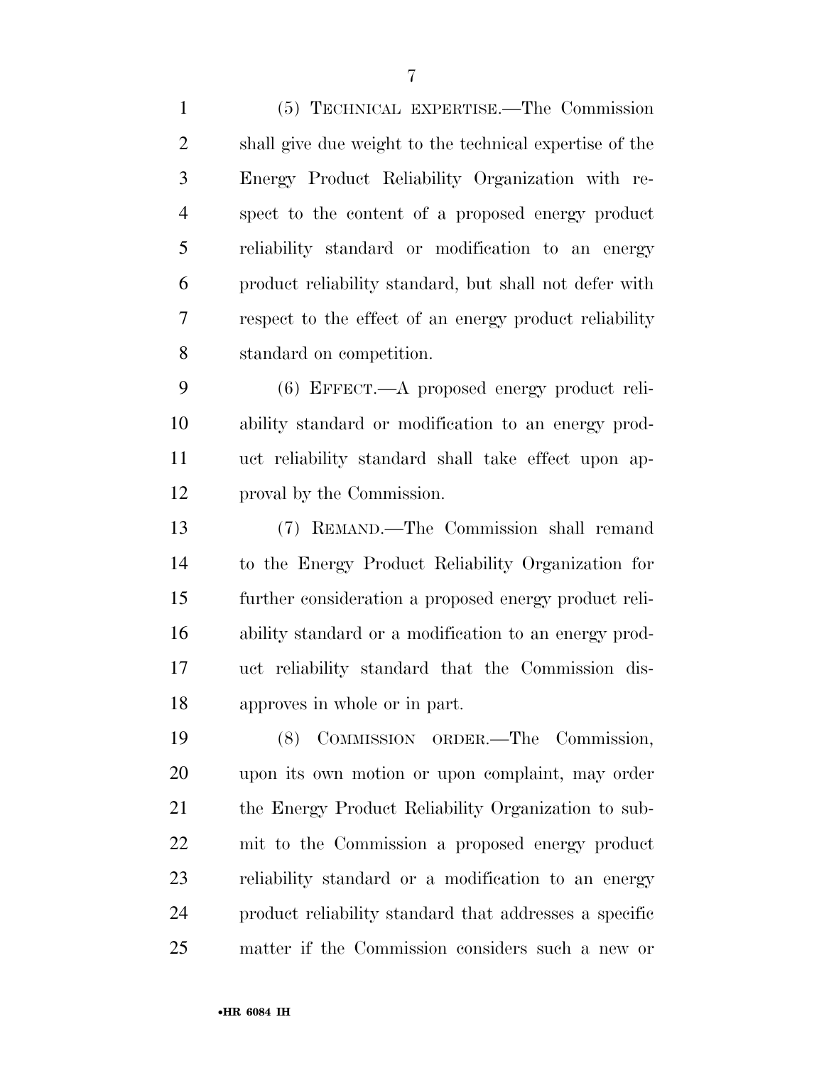(5) TECHNICAL EXPERTISE.—The Commission shall give due weight to the technical expertise of the Energy Product Reliability Organization with respect to the content of a proposed energy product reliability standard or modification to an energy product reliability standard, but shall not defer with respect to the effect of an energy product reliability standard on competition.

(6) EFFECT.—A proposed energy product reliability standard or modification to an energy product reliability standard shall take effect upon approval by the Commission.

(7) REMAND.—The Commission shall remand to the Energy Product Reliability Organization for further consideration a proposed energy product reliability standard or a modification to an energy product reliability standard that the Commission disapproves in whole or in part.

(8) COMMISSION ORDER.—The Commission, upon its own motion or upon complaint, may order the Energy Product Reliability Organization to submit to the Commission a proposed energy product reliability standard or a modification to an energy product reliability standard that addresses a specific matter if the Commission considers such a new or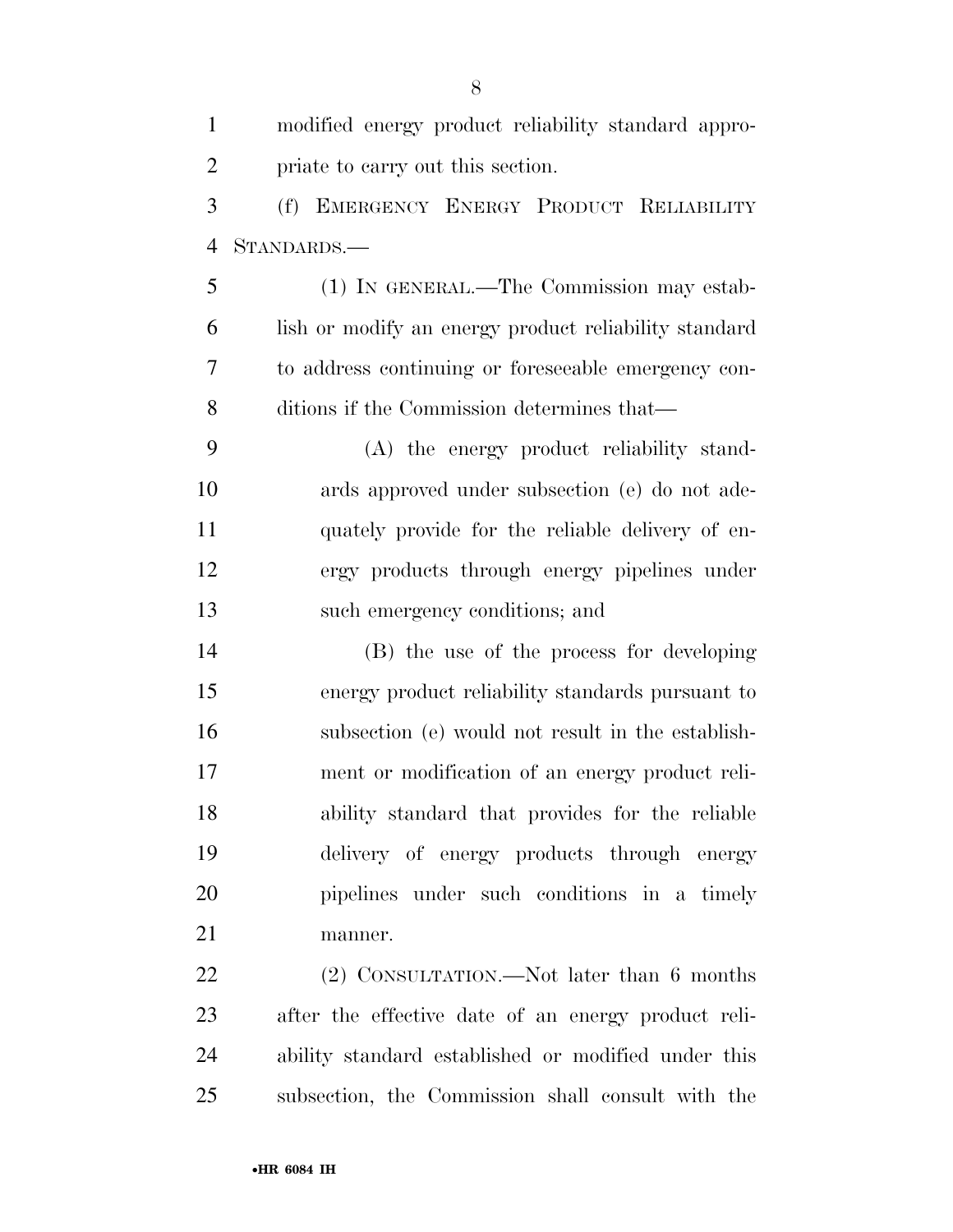modified energy product reliability standard appropriate to carry out this section.

(f) EMERGENCY ENERGY PRODUCT RELIABILITY STANDARDS.—

(1) IN GENERAL.—The Commission may establish or modify an energy product reliability standard to address continuing or foreseeable emergency conditions if the Commission determines that—

(A) the energy product reliability standards approved under subsection (e) do not adequately provide for the reliable delivery of energy products through energy pipelines under such emergency conditions; and

(B) the use of the process for developing energy product reliability standards pursuant to subsection (e) would not result in the establishment or modification of an energy product reliability standard that provides for the reliable delivery of energy products through energy pipelines under such conditions in a timely manner.

(2) CONSULTATION.—Not later than 6 months after the effective date of an energy product reliability standard established or modified under this subsection, the Commission shall consult with the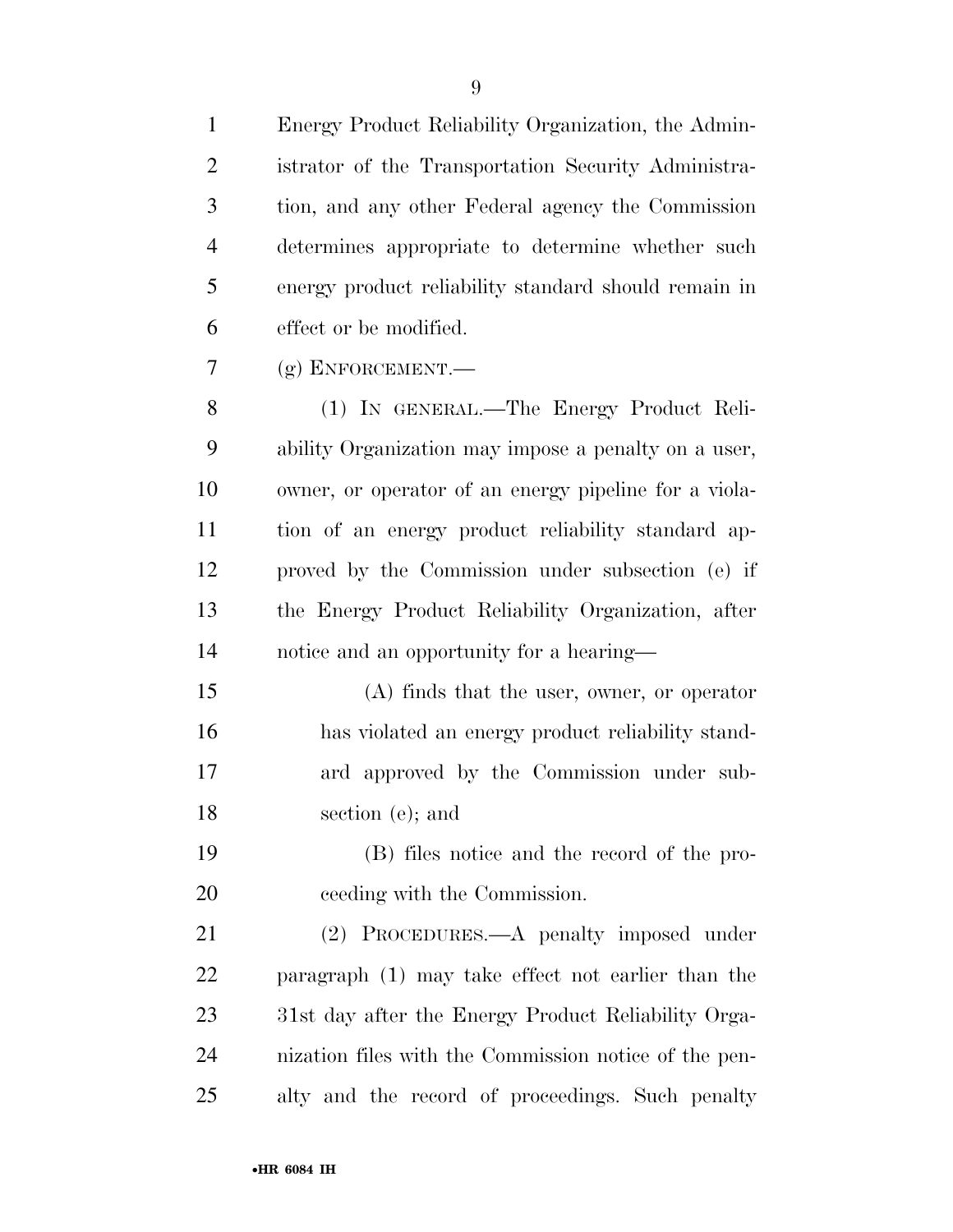Energy Product Reliability Organization, the Administrator of the Transportation Security Administration, and any other Federal agency the Commission determines appropriate to determine whether such energy product reliability standard should remain in effect or be modified.

(g) ENFORCEMENT.—

(1) IN GENERAL.—The Energy Product Reliability Organization may impose a penalty on a user, owner, or operator of an energy pipeline for a violation of an energy product reliability standard approved by the Commission under subsection (e) if the Energy Product Reliability Organization, after notice and an opportunity for a hearing—

(A) finds that the user, owner, or operator has violated an energy product reliability standard approved by the Commission under subsection (e); and

(B) files notice and the record of the proceeding with the Commission.

(2) PROCEDURES.—A penalty imposed under paragraph (1) may take effect not earlier than the 31st day after the Energy Product Reliability Organization files with the Commission notice of the penalty and the record of proceedings. Such penalty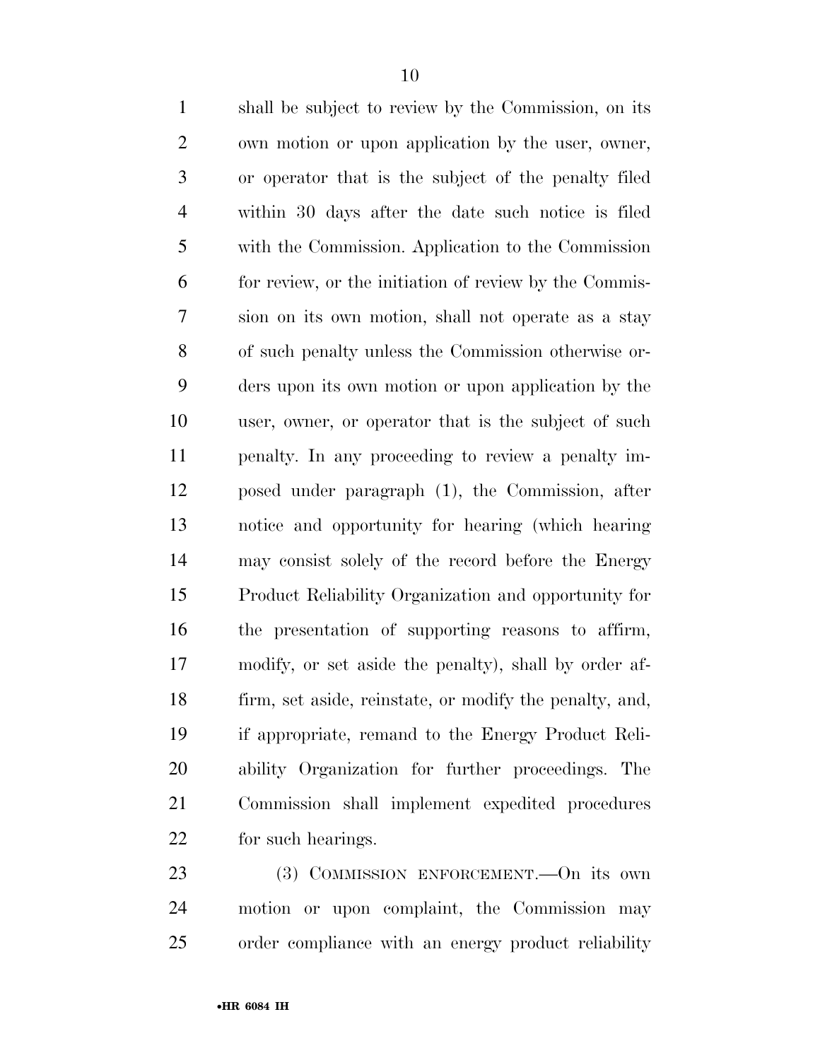shall be subject to review by the Commission, on its own motion or upon application by the user, owner, or operator that is the subject of the penalty filed within 30 days after the date such notice is filed with the Commission. Application to the Commission for review, or the initiation of review by the Commission on its own motion, shall not operate as a stay of such penalty unless the Commission otherwise orders upon its own motion or upon application by the user, owner, or operator that is the subject of such penalty. In any proceeding to review a penalty imposed under paragraph (1), the Commission, after notice and opportunity for hearing (which hearing may consist solely of the record before the Energy Product Reliability Organization and opportunity for the presentation of supporting reasons to affirm, modify, or set aside the penalty), shall by order affirm, set aside, reinstate, or modify the penalty, and, if appropriate, remand to the Energy Product Reliability Organization for further proceedings. The Commission shall implement expedited procedures for such hearings.

(3) COMMISSION ENFORCEMENT.—On its own motion or upon complaint, the Commission may order compliance with an energy product reliability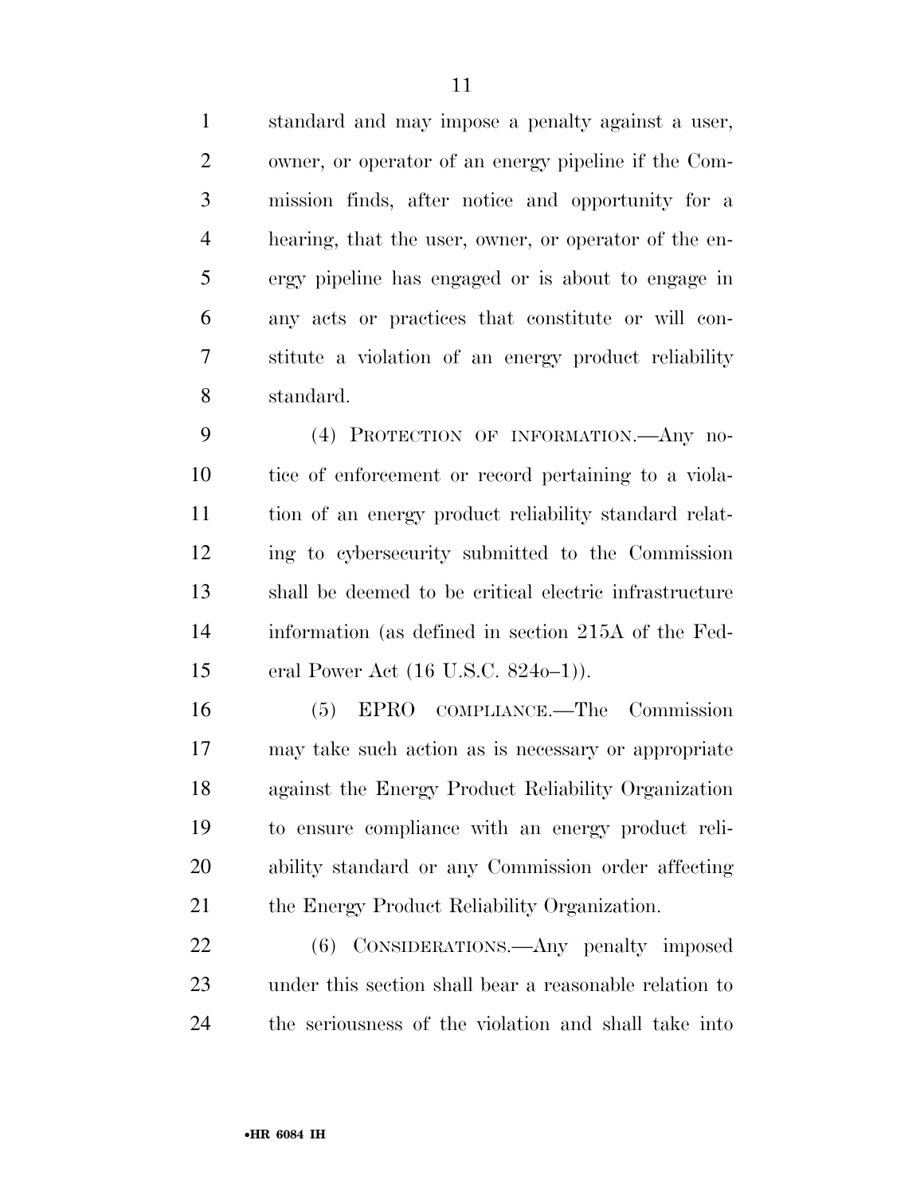standard and may impose a penalty against a user, owner, or operator of an energy pipeline if the Commission finds, after notice and opportunity for a hearing, that the user, owner, or operator of the energy pipeline has engaged or is about to engage in any acts or practices that constitute or will constitute a violation of an energy product reliability standard.

(4) PROTECTION OF INFORMATION.—Any notice of enforcement or record pertaining to a violation of an energy product reliability standard relating to cybersecurity submitted to the Commission shall be deemed to be critical electric infrastructure information (as defined in section 215A of the Federal Power Act (16 U.S.C. 824o–1)).

(5) EPRO COMPLIANCE.—The Commission may take such action as is necessary or appropriate against the Energy Product Reliability Organization to ensure compliance with an energy product reliability standard or any Commission order affecting the Energy Product Reliability Organization.

(6) CONSIDERATIONS.—Any penalty imposed under this section shall bear a reasonable relation to the seriousness of the violation and shall take into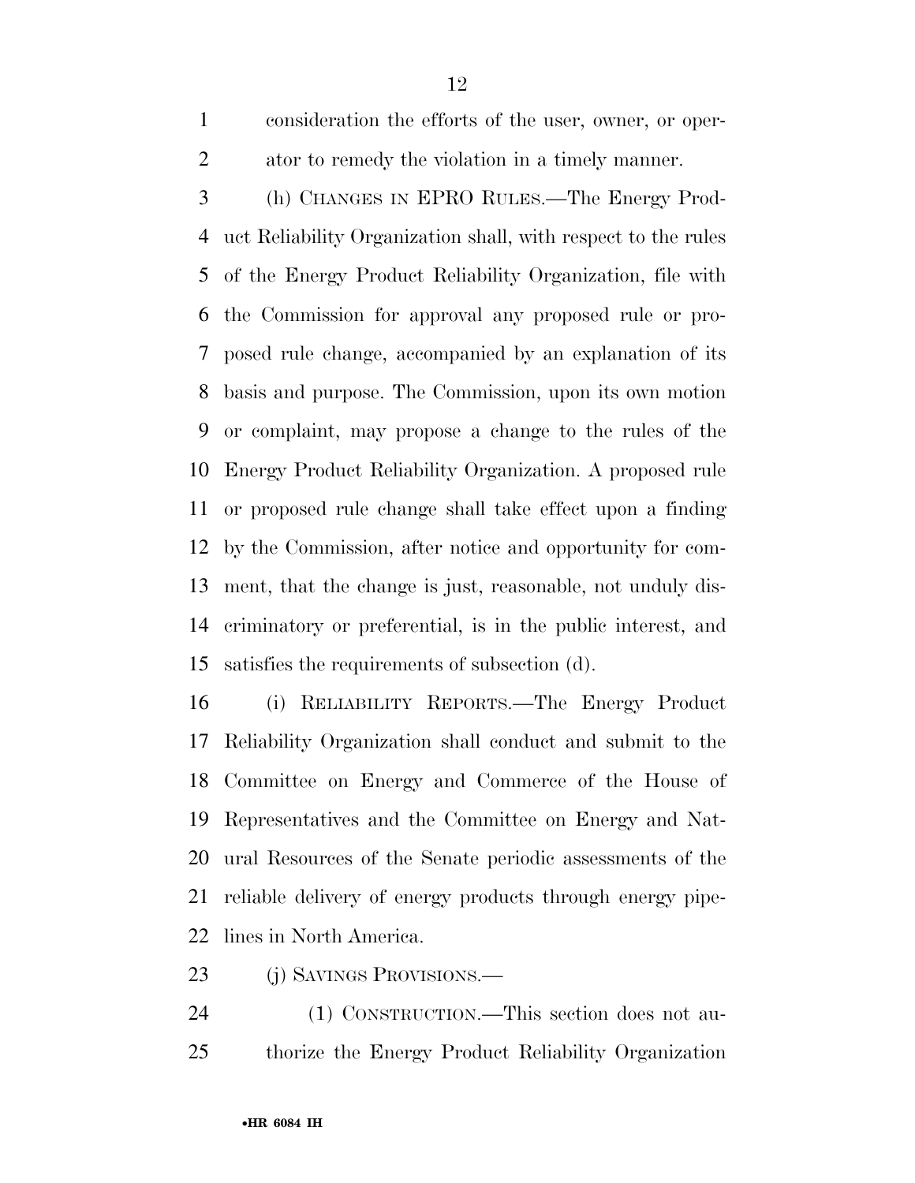consideration the efforts of the user, owner, or operator to remedy the violation in a timely manner.

(h) CHANGES IN EPRO RULES.—The Energy Product Reliability Organization shall, with respect to the rules of the Energy Product Reliability Organization, file with the Commission for approval any proposed rule or proposed rule change, accompanied by an explanation of its basis and purpose. The Commission, upon its own motion or complaint, may propose a change to the rules of the Energy Product Reliability Organization. A proposed rule or proposed rule change shall take effect upon a finding by the Commission, after notice and opportunity for comment, that the change is just, reasonable, not unduly discriminatory or preferential, is in the public interest, and satisfies the requirements of subsection (d).

(i) RELIABILITY REPORTS.—The Energy Product Reliability Organization shall conduct and submit to the Committee on Energy and Commerce of the House of Representatives and the Committee on Energy and Natural Resources of the Senate periodic assessments of the reliable delivery of energy products through energy pipelines in North America.

(j) SAVINGS PROVISIONS.—

(1) CONSTRUCTION.—This section does not authorize the Energy Product Reliability Organization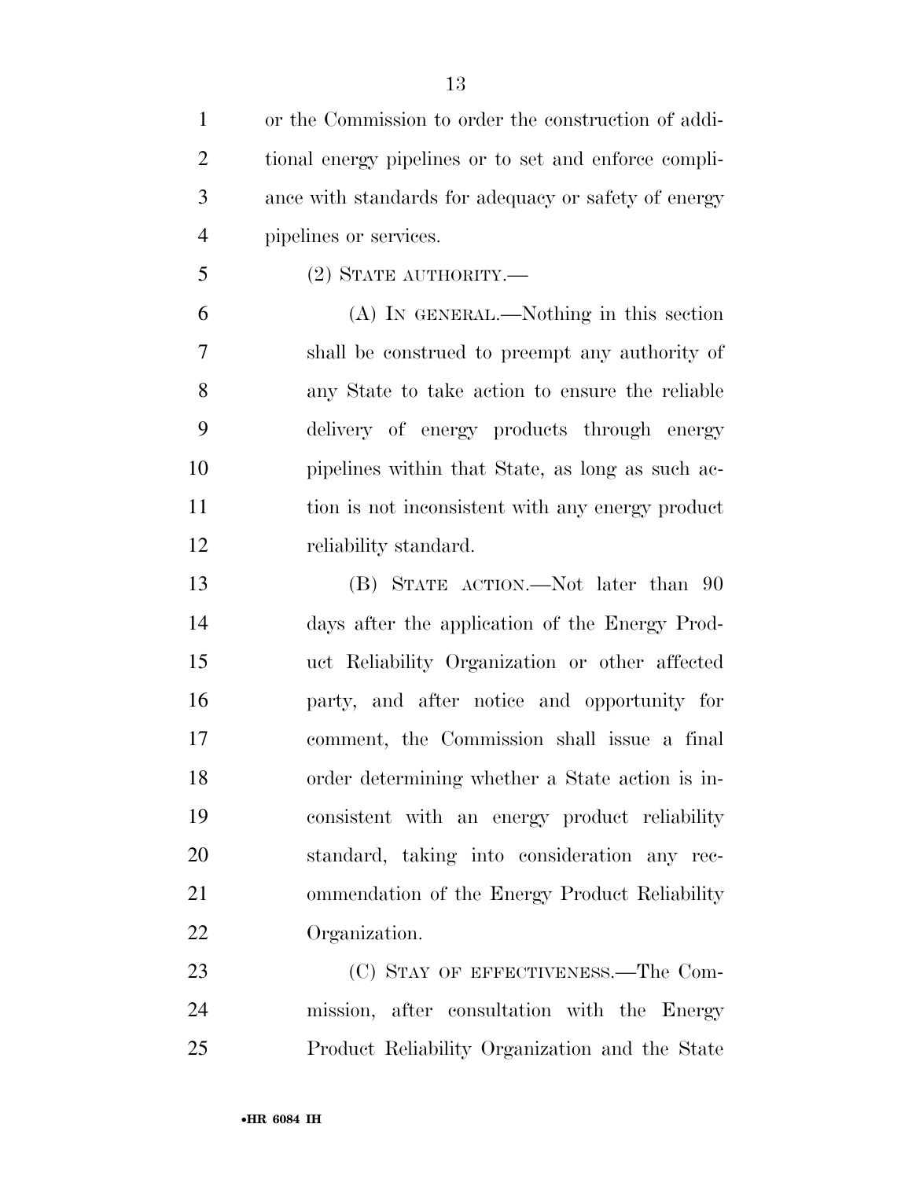or the Commission to order the construction of additional energy pipelines or to set and enforce compliance with standards for adequacy or safety of energy pipelines or services.

(2) STATE AUTHORITY.—

(A) IN GENERAL.—Nothing in this section shall be construed to preempt any authority of any State to take action to ensure the reliable delivery of energy products through energy pipelines within that State, as long as such action is not inconsistent with any energy product reliability standard.

(B) STATE ACTION.—Not later than 90 days after the application of the Energy Product Reliability Organization or other affected party, and after notice and opportunity for comment, the Commission shall issue a final order determining whether a State action is inconsistent with an energy product reliability standard, taking into consideration any recommendation of the Energy Product Reliability Organization.

(C) STAY OF EFFECTIVENESS.—The Commission, after consultation with the Energy Product Reliability Organization and the State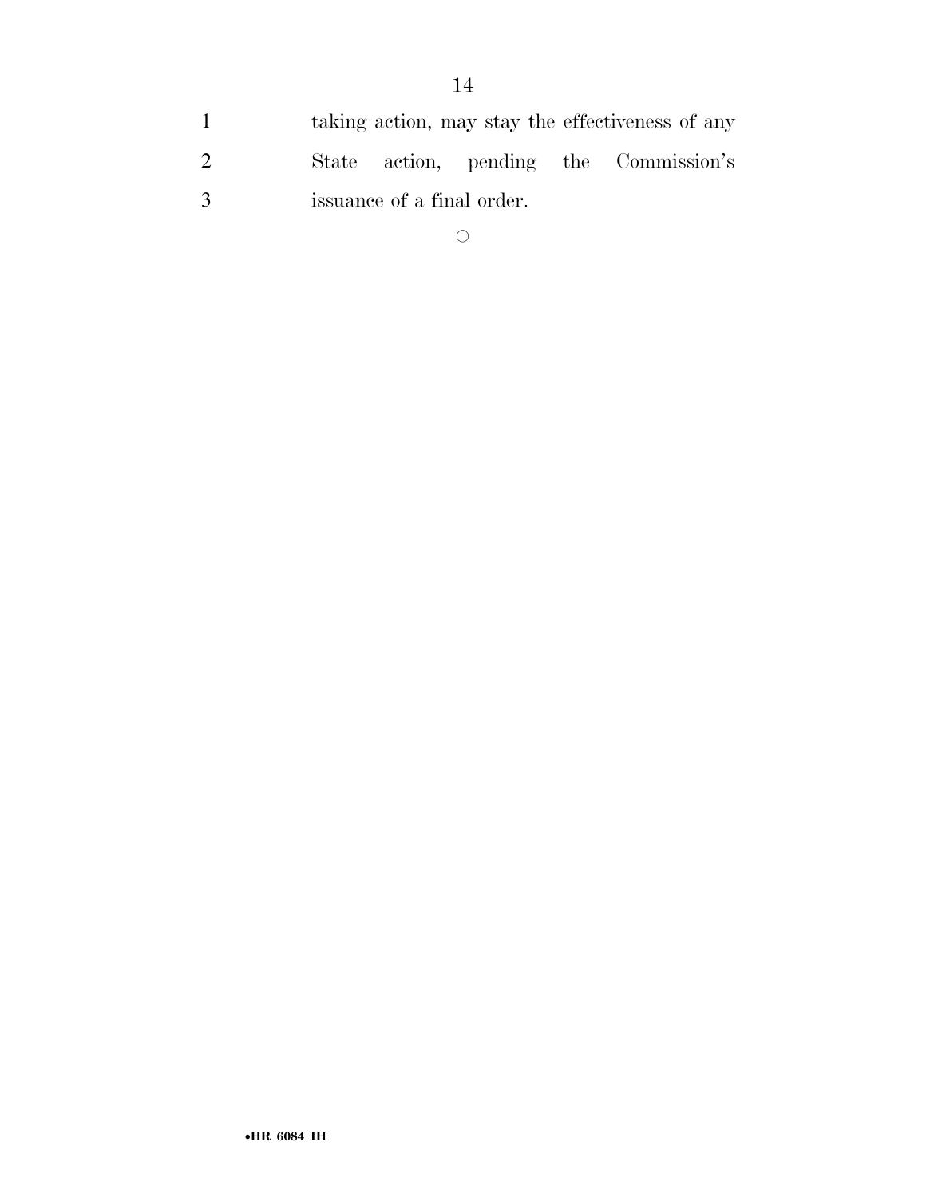taking action, may stay the effectiveness of any State action, pending the Commission's issuance of a final order.

○